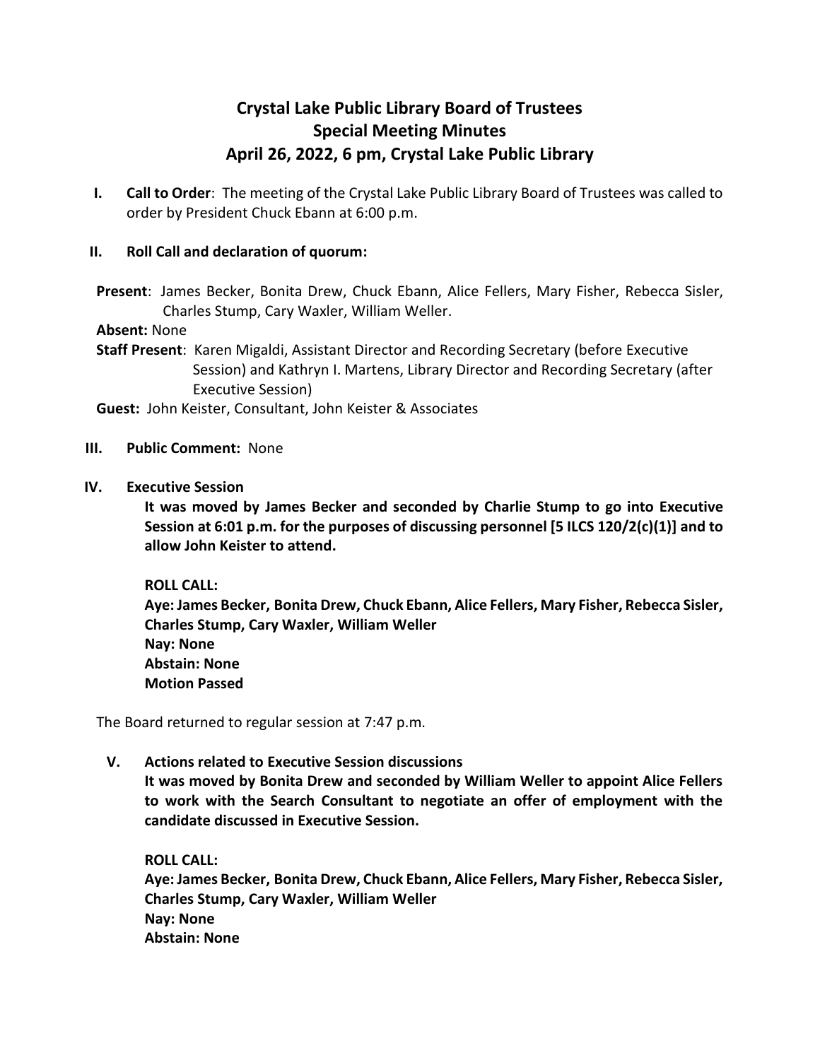# Crystal Lake Public Library Board of Trustees
# Special Meeting Minutes
# April 26, 2022, 6 pm, Crystal Lake Public Library

**I. Call to Order**: The meeting of the Crystal Lake Public Library Board of Trustees was called to order by President Chuck Ebann at 6:00 p.m.

**II. Roll Call and declaration of quorum:**

**Present**: James Becker, Bonita Drew, Chuck Ebann, Alice Fellers, Mary Fisher, Rebecca Sisler, Charles Stump, Cary Waxler, William Weller.

**Absent:** None

**Staff Present**: Karen Migaldi, Assistant Director and Recording Secretary (before Executive Session) and Kathryn I. Martens, Library Director and Recording Secretary (after Executive Session)

**Guest:** John Keister, Consultant, John Keister & Associates

**III. Public Comment:** None

**IV. Executive Session**

**It was moved by James Becker and seconded by Charlie Stump to go into Executive Session at 6:01 p.m. for the purposes of discussing personnel [5 ILCS 120/2(c)(1)] and to allow John Keister to attend.**

**ROLL CALL:**
**Aye: James Becker, Bonita Drew, Chuck Ebann, Alice Fellers, Mary Fisher, Rebecca Sisler, Charles Stump, Cary Waxler, William Weller**
**Nay: None**
**Abstain: None**
**Motion Passed**

The Board returned to regular session at 7:47 p.m.

**V. Actions related to Executive Session discussions**

**It was moved by Bonita Drew and seconded by William Weller to appoint Alice Fellers to work with the Search Consultant to negotiate an offer of employment with the candidate discussed in Executive Session.**

**ROLL CALL:**
**Aye: James Becker, Bonita Drew, Chuck Ebann, Alice Fellers, Mary Fisher, Rebecca Sisler, Charles Stump, Cary Waxler, William Weller**
**Nay: None**
**Abstain: None**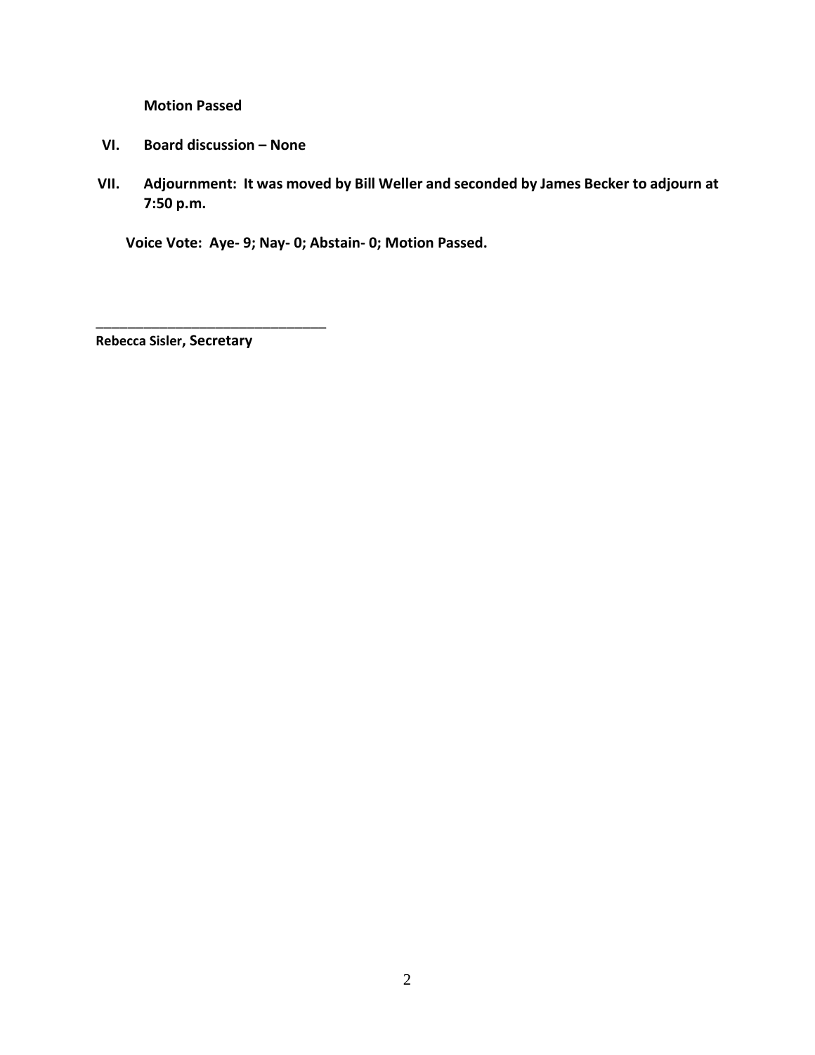**Motion Passed**

**VI. Board discussion – None**

**VII. Adjournment: It was moved by Bill Weller and seconded by James Becker to adjourn at 7:50 p.m.**

**Voice Vote: Aye- 9; Nay- 0; Abstain- 0; Motion Passed.**

\_\_\_\_\_\_\_\_\_\_\_\_\_\_\_\_\_\_\_\_\_\_\_\_\_\_\_\_\_\_\_\_

**Rebecca Sisler, Secretary**